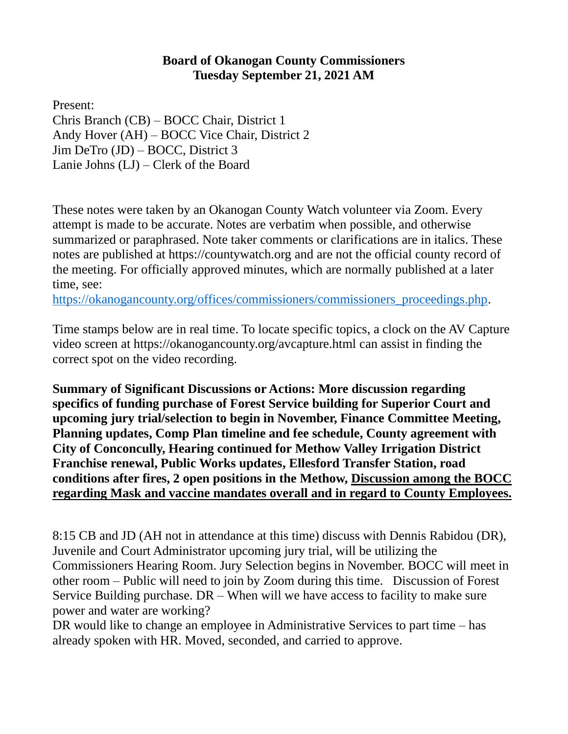**Board of Okanogan County Commissioners**
**Tuesday September 21, 2021 AM**

Present:
Chris Branch (CB) – BOCC Chair, District 1
Andy Hover (AH) – BOCC Vice Chair, District 2
Jim DeTro (JD) – BOCC, District 3
Lanie Johns (LJ) – Clerk of the Board

These notes were taken by an Okanogan County Watch volunteer via Zoom. Every attempt is made to be accurate. Notes are verbatim when possible, and otherwise summarized or paraphrased. Note taker comments or clarifications are in italics. These notes are published at https://countywatch.org and are not the official county record of the meeting. For officially approved minutes, which are normally published at a later time, see:
[https://okanogancounty.org/offices/commissioners/commissioners_proceedings.php](https://okanogancounty.org/offices/commissioners/commissioners_proceedings.php).

Time stamps below are in real time. To locate specific topics, a clock on the AV Capture video screen at https://okanogancounty.org/avcapture.html can assist in finding the correct spot on the video recording.

**Summary of Significant Discussions or Actions: More discussion regarding specifics of funding purchase of Forest Service building for Superior Court and upcoming jury trial/selection to begin in November, Finance Committee Meeting, Planning updates, Comp Plan timeline and fee schedule, County agreement with City of Conconcully, Hearing continued for Methow Valley Irrigation District Franchise renewal, Public Works updates, Ellesford Transfer Station, road conditions after fires, 2 open positions in the Methow, <u>Discussion among the BOCC regarding Mask and vaccine mandates overall and in regard to County Employees.</u>**

8:15 CB and JD (AH not in attendance at this time) discuss with Dennis Rabidou (DR), Juvenile and Court Administrator upcoming jury trial, will be utilizing the Commissioners Hearing Room. Jury Selection begins in November. BOCC will meet in other room – Public will need to join by Zoom during this time. Discussion of Forest Service Building purchase. DR – When will we have access to facility to make sure power and water are working?
DR would like to change an employee in Administrative Services to part time – has already spoken with HR. Moved, seconded, and carried to approve.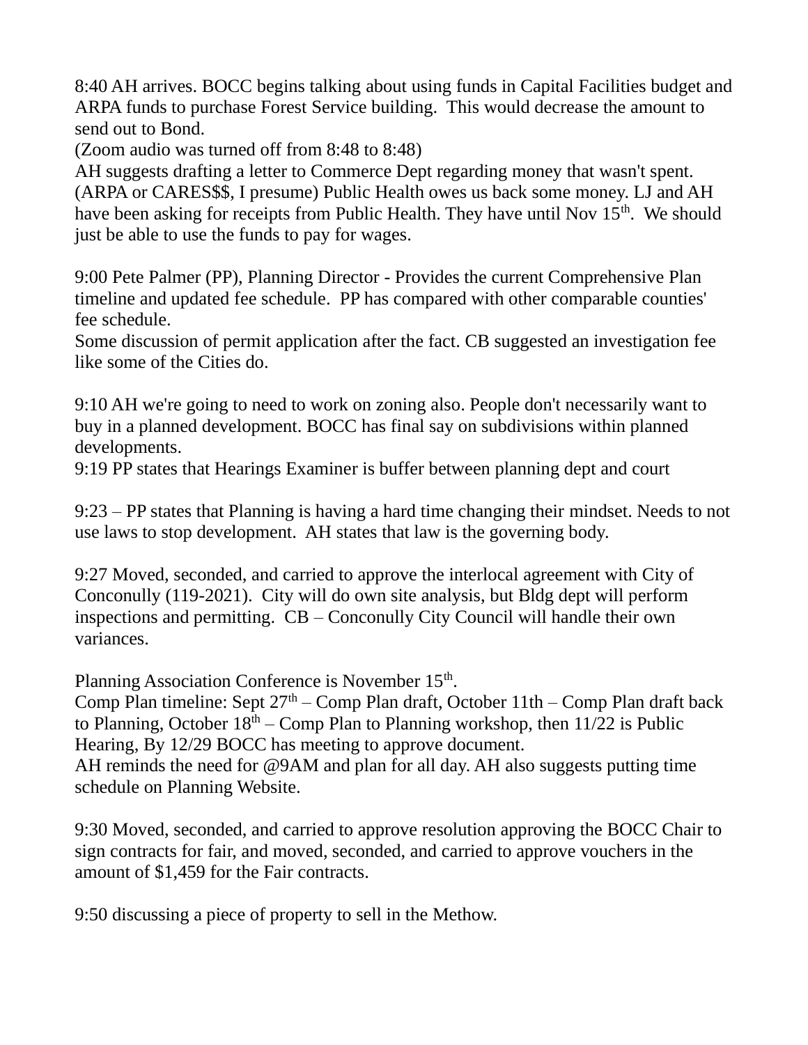8:40 AH arrives. BOCC begins talking about using funds in Capital Facilities budget and ARPA funds to purchase Forest Service building. This would decrease the amount to send out to Bond.
(Zoom audio was turned off from 8:48 to 8:48)
AH suggests drafting a letter to Commerce Dept regarding money that wasn't spent. (ARPA or CARES$$, I presume) Public Health owes us back some money. LJ and AH have been asking for receipts from Public Health. They have until Nov 15th. We should just be able to use the funds to pay for wages.

9:00 Pete Palmer (PP), Planning Director - Provides the current Comprehensive Plan timeline and updated fee schedule. PP has compared with other comparable counties' fee schedule.
Some discussion of permit application after the fact. CB suggested an investigation fee like some of the Cities do.

9:10 AH we're going to need to work on zoning also. People don't necessarily want to buy in a planned development. BOCC has final say on subdivisions within planned developments.
9:19 PP states that Hearings Examiner is buffer between planning dept and court

9:23 – PP states that Planning is having a hard time changing their mindset. Needs to not use laws to stop development. AH states that law is the governing body.

9:27 Moved, seconded, and carried to approve the interlocal agreement with City of Conconully (119-2021). City will do own site analysis, but Bldg dept will perform inspections and permitting. CB – Conconully City Council will handle their own variances.

Planning Association Conference is November 15th.
Comp Plan timeline: Sept 27th – Comp Plan draft, October 11th – Comp Plan draft back to Planning, October 18th – Comp Plan to Planning workshop, then 11/22 is Public Hearing, By 12/29 BOCC has meeting to approve document.
AH reminds the need for @9AM and plan for all day. AH also suggests putting time schedule on Planning Website.

9:30 Moved, seconded, and carried to approve resolution approving the BOCC Chair to sign contracts for fair, and moved, seconded, and carried to approve vouchers in the amount of $1,459 for the Fair contracts.

9:50 discussing a piece of property to sell in the Methow.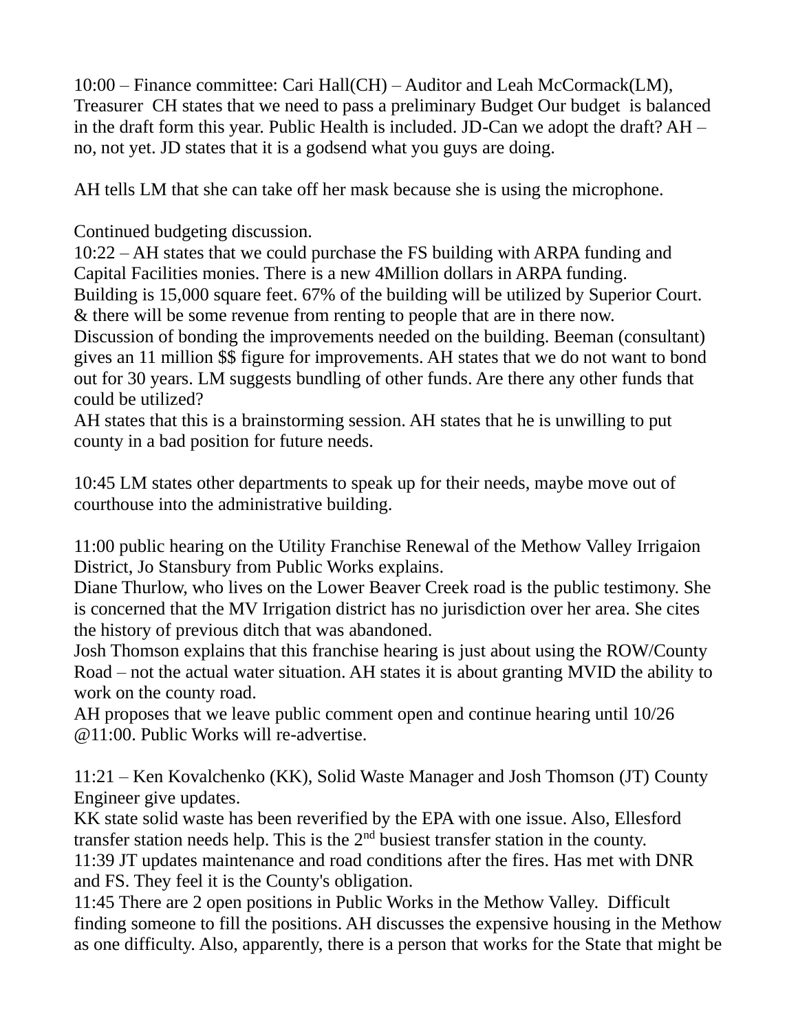10:00 – Finance committee: Cari Hall(CH) – Auditor and Leah McCormack(LM), Treasurer CH states that we need to pass a preliminary Budget Our budget is balanced in the draft form this year. Public Health is included. JD-Can we adopt the draft? AH – no, not yet. JD states that it is a godsend what you guys are doing.

AH tells LM that she can take off her mask because she is using the microphone.

Continued budgeting discussion.
10:22 – AH states that we could purchase the FS building with ARPA funding and Capital Facilities monies. There is a new 4Million dollars in ARPA funding.
Building is 15,000 square feet. 67% of the building will be utilized by Superior Court. & there will be some revenue from renting to people that are in there now.
Discussion of bonding the improvements needed on the building. Beeman (consultant) gives an 11 million $$ figure for improvements. AH states that we do not want to bond out for 30 years. LM suggests bundling of other funds. Are there any other funds that could be utilized?
AH states that this is a brainstorming session. AH states that he is unwilling to put county in a bad position for future needs.

10:45 LM states other departments to speak up for their needs, maybe move out of courthouse into the administrative building.

11:00 public hearing on the Utility Franchise Renewal of the Methow Valley Irrigaion District, Jo Stansbury from Public Works explains.
Diane Thurlow, who lives on the Lower Beaver Creek road is the public testimony. She is concerned that the MV Irrigation district has no jurisdiction over her area. She cites the history of previous ditch that was abandoned.
Josh Thomson explains that this franchise hearing is just about using the ROW/County Road – not the actual water situation. AH states it is about granting MVID the ability to work on the county road.
AH proposes that we leave public comment open and continue hearing until 10/26 @11:00. Public Works will re-advertise.

11:21 – Ken Kovalchenko (KK), Solid Waste Manager and Josh Thomson (JT) County Engineer give updates.
KK state solid waste has been reverified by the EPA with one issue. Also, Ellesford transfer station needs help. This is the 2nd busiest transfer station in the county.
11:39 JT updates maintenance and road conditions after the fires. Has met with DNR and FS. They feel it is the County's obligation.
11:45 There are 2 open positions in Public Works in the Methow Valley. Difficult finding someone to fill the positions. AH discusses the expensive housing in the Methow as one difficulty. Also, apparently, there is a person that works for the State that might be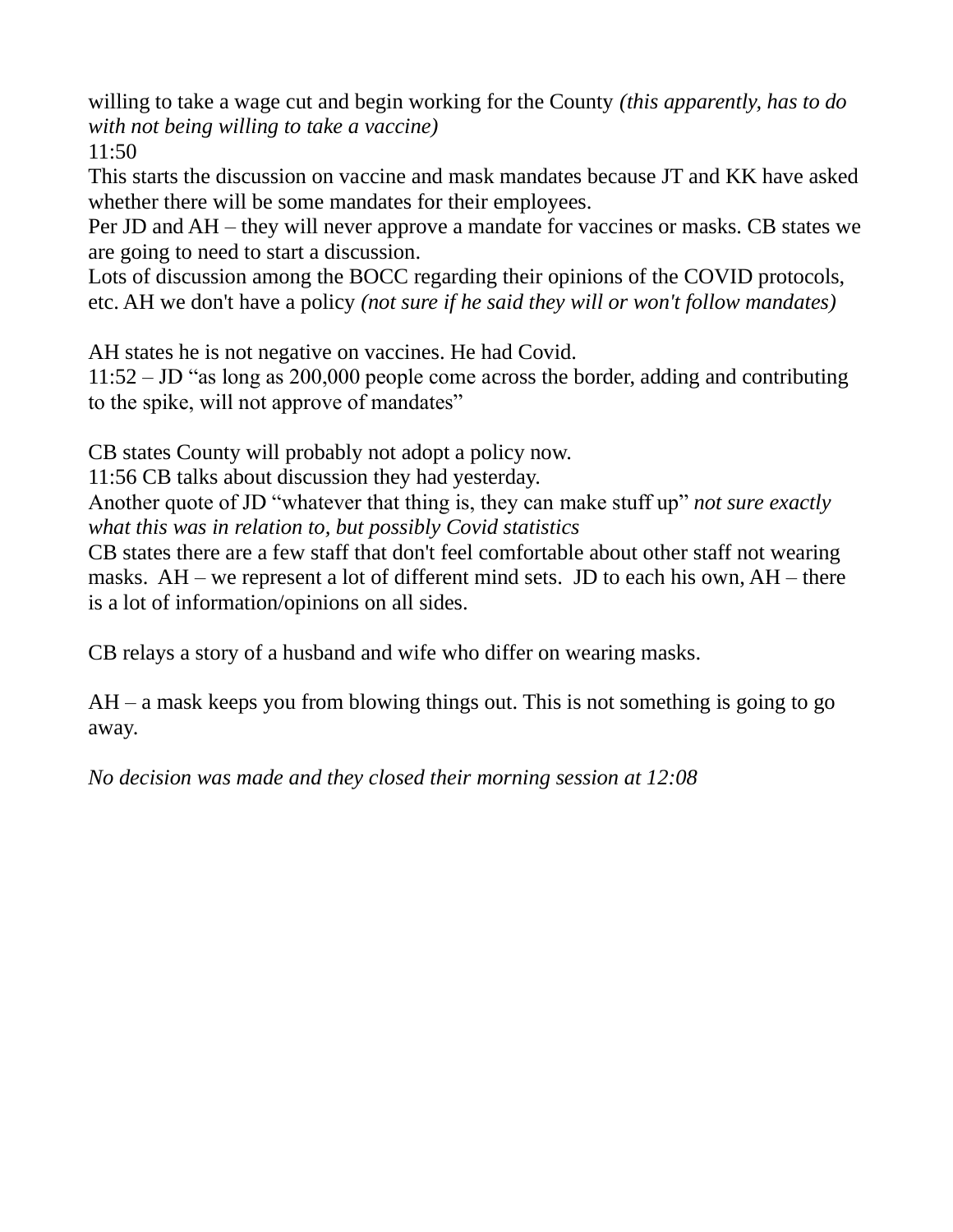willing to take a wage cut and begin working for the County *(this apparently, has to do with not being willing to take a vaccine)*
11:50
This starts the discussion on vaccine and mask mandates because JT and KK have asked whether there will be some mandates for their employees.
Per JD and AH – they will never approve a mandate for vaccines or masks. CB states we are going to need to start a discussion.
Lots of discussion among the BOCC regarding their opinions of the COVID protocols, etc. AH we don't have a policy *(not sure if he said they will or won't follow mandates)*

AH states he is not negative on vaccines. He had Covid.
11:52 – JD "as long as 200,000 people come across the border, adding and contributing to the spike, will not approve of mandates"

CB states County will probably not adopt a policy now.
11:56 CB talks about discussion they had yesterday.
Another quote of JD "whatever that thing is, they can make stuff up" *not sure exactly what this was in relation to, but possibly Covid statistics*
CB states there are a few staff that don't feel comfortable about other staff not wearing masks. AH – we represent a lot of different mind sets. JD to each his own, AH – there is a lot of information/opinions on all sides.

CB relays a story of a husband and wife who differ on wearing masks.

AH – a mask keeps you from blowing things out. This is not something is going to go away.

*No decision was made and they closed their morning session at 12:08*